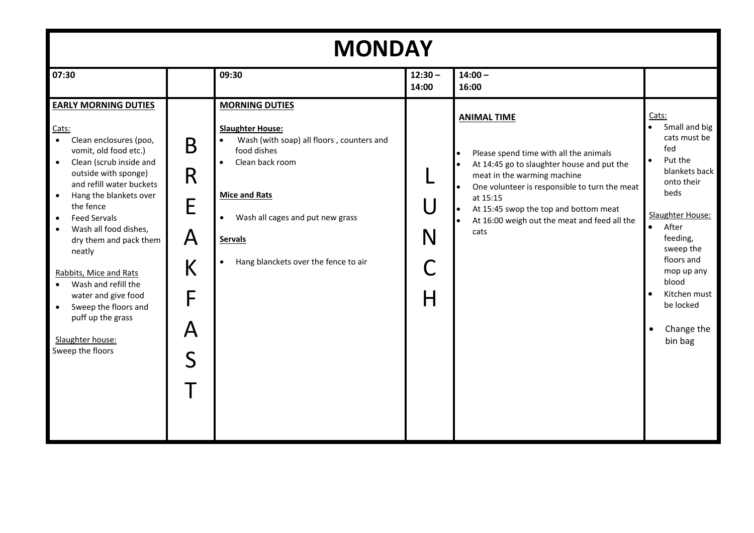# MONDAY

| 07:30 | | 09:30 | 12:30 – 14:00 | 14:00 – 16:00 | |
|---|---|---|---|---|---|
| **EARLY MORNING DUTIES**<br><br>Cats:<br>• Clean enclosures (poo, vomit, old food etc.)<br>• Clean (scrub inside and outside with sponge) and refill water buckets<br>• Hang the blankets over the fence<br>• Feed Servals<br>• Wash all food dishes, dry them and pack them neatly<br><br>Rabbits, Mice and Rats<br>• Wash and refill the water and give food<br>• Sweep the floors and puff up the grass<br><br>Slaughter house:<br>Sweep the floors | B R E A K F A S T | **MORNING DUTIES**<br><br>**Slaughter House:**<br>• Wash (with soap) all floors , counters and food dishes<br>• Clean back room<br><br>**Mice and Rats**<br>• Wash all cages and put new grass<br><br>**Servals**<br>• Hang blanckets over the fence to air | L U N C H | **ANIMAL TIME**<br><br>• Please spend time with all the animals<br>• At 14:45 go to slaughter house and put the meat in the warming machine<br>• One volunteer is responsible to turn the meat at 15:15<br>• At 15:45 swop the top and bottom meat<br>• At 16:00 weigh out the meat and feed all the cats | Cats:<br>• Small and big cats must be fed<br>• Put the blankets back onto their beds<br><br>Slaughter House:<br>• After feeding, sweep the floors and mop up any blood<br>• Kitchen must be locked<br>• Change the bin bag |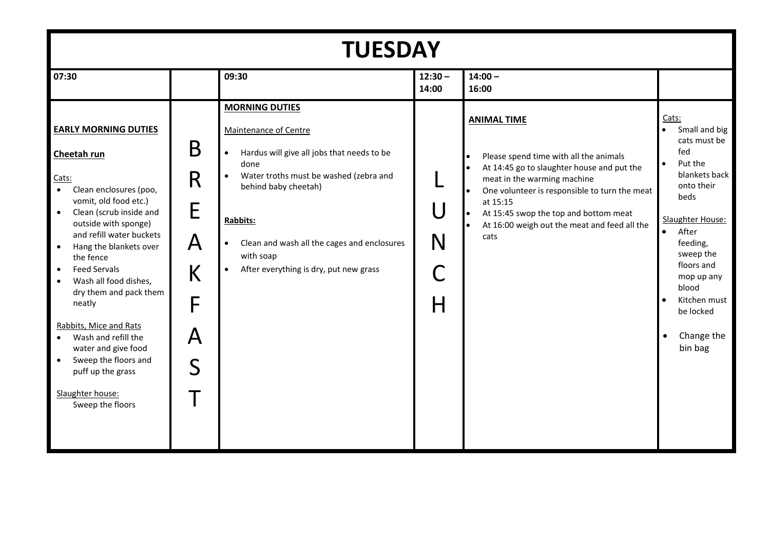# TUESDAY

| 07:30 | | 09:30 | 12:30 – 14:00 | 14:00 – 16:00 | |
|---|---|---|---|---|---|
| **EARLY MORNING DUTIES**<br><br>**Cheetah run**<br><br>Cats:<br>• Clean enclosures (poo, vomit, old food etc.)<br>• Clean (scrub inside and outside with sponge) and refill water buckets<br>• Hang the blankets over the fence<br>• Feed Servals<br>• Wash all food dishes, dry them and pack them neatly<br><br>Rabbits, Mice and Rats<br>• Wash and refill the water and give food<br>• Sweep the floors and puff up the grass<br><br>Slaughter house:<br>Sweep the floors | B R E A K F A S T | **MORNING DUTIES**<br><br>Maintenance of Centre<br>• Hardus will give all jobs that needs to be done<br>• Water troths must be washed (zebra and behind baby cheetah)<br><br>**Rabbits:**<br>• Clean and wash all the cages and enclosures with soap<br>• After everything is dry, put new grass | L U N C H | **ANIMAL TIME**<br><br>• Please spend time with all the animals<br>• At 14:45 go to slaughter house and put the meat in the warming machine<br>• One volunteer is responsible to turn the meat at 15:15<br>• At 15:45 swop the top and bottom meat<br>• At 16:00 weigh out the meat and feed all the cats | Cats:<br>• Small and big cats must be fed<br>• Put the blankets back onto their beds<br><br>Slaughter House:<br>• After feeding, sweep the floors and mop up any blood<br>• Kitchen must be locked<br>• Change the bin bag |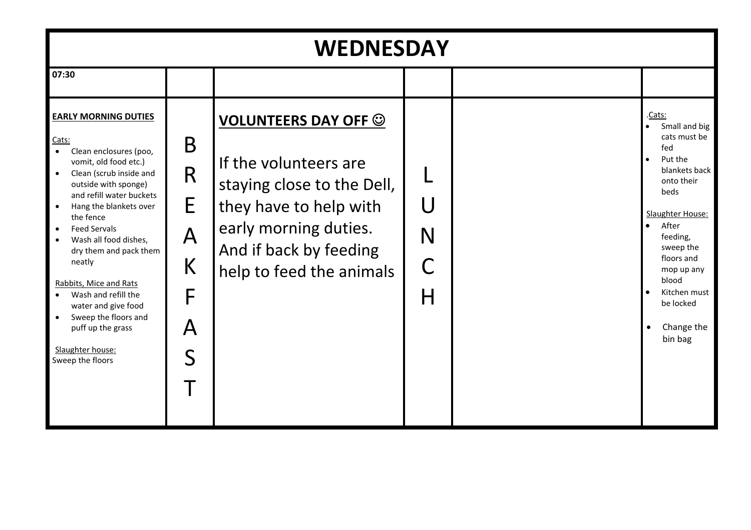# WEDNESDAY

| 07:30 | | | | | |
|---|---|---|---|---|---|
| **EARLY MORNING DUTIES**<br><br>Cats:<br>• Clean enclosures (poo, vomit, old food etc.)<br>• Clean (scrub inside and outside with sponge) and refill water buckets<br>• Hang the blankets over the fence<br>• Feed Servals<br>• Wash all food dishes, dry them and pack them neatly<br><br>Rabbits, Mice and Rats<br>• Wash and refill the water and give food<br>• Sweep the floors and puff up the grass<br><br>Slaughter house:<br>Sweep the floors | B R E A K F A S T | **VOLUNTEERS DAY OFF ☺**<br><br>If the volunteers are staying close to the Dell, they have to help with early morning duties. And if back by feeding help to feed the animals | L U N C H | | .Cats:<br>• Small and big cats must be fed<br>• Put the blankets back onto their beds<br><br>Slaughter House:<br>• After feeding, sweep the floors and mop up any blood<br>• Kitchen must be locked<br>• Change the bin bag |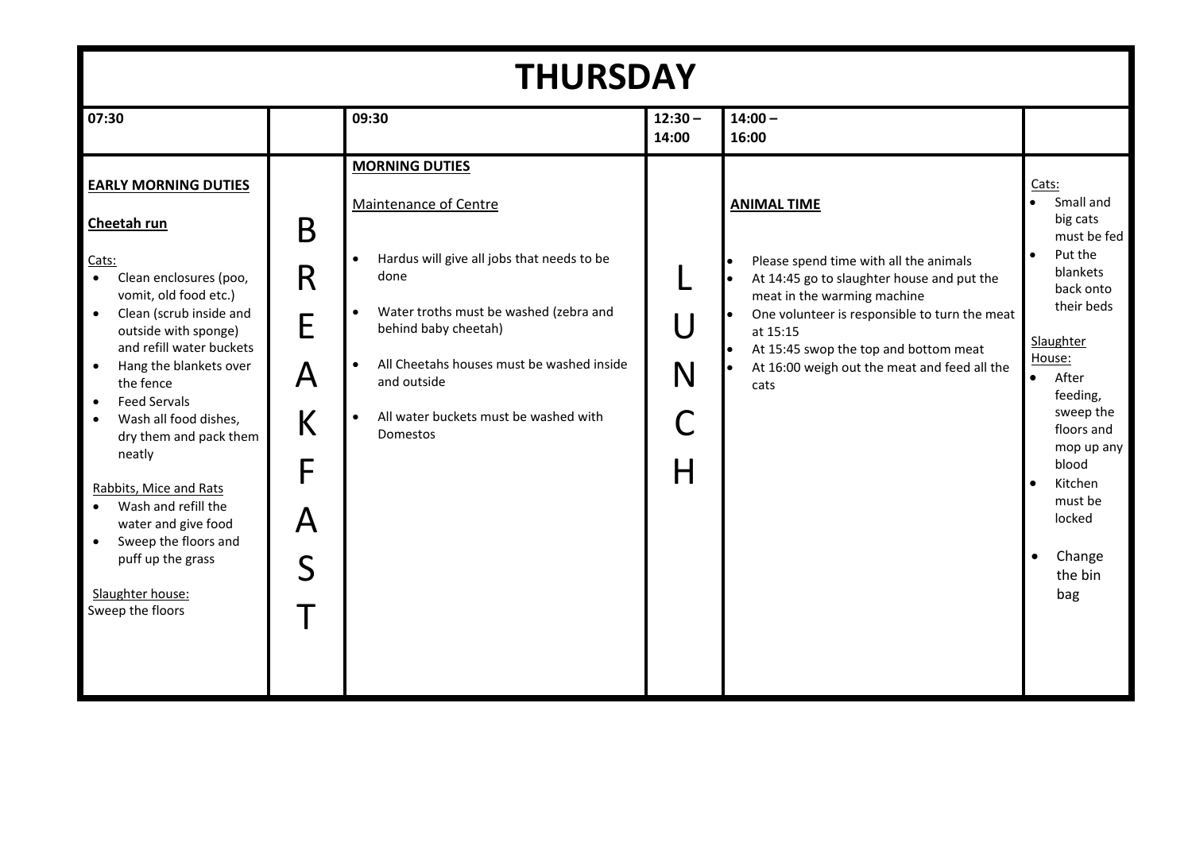# THURSDAY

| 07:30 | | 09:30 | 12:30 – 14:00 | 14:00 – 16:00 | |
|---|---|---|---|---|---|
| **EARLY MORNING DUTIES**<br><br>**Cheetah run**<br><br>Cats:<br>• Clean enclosures (poo, vomit, old food etc.)<br>• Clean (scrub inside and outside with sponge) and refill water buckets<br>• Hang the blankets over the fence<br>• Feed Servals<br>• Wash all food dishes, dry them and pack them neatly<br><br>Rabbits, Mice and Rats<br>• Wash and refill the water and give food<br>• Sweep the floors and puff up the grass<br><br>Slaughter house:<br>Sweep the floors | BREAKFAST | **MORNING DUTIES**<br><br>Maintenance of Centre<br><br>• Hardus will give all jobs that needs to be done<br>• Water troths must be washed (zebra and behind baby cheetah)<br>• All Cheetahs houses must be washed inside and outside<br>• All water buckets must be washed with Domestos | LUNCH | **ANIMAL TIME**<br><br>• Please spend time with all the animals<br>• At 14:45 go to slaughter house and put the meat in the warming machine<br>• One volunteer is responsible to turn the meat at 15:15<br>• At 15:45 swop the top and bottom meat<br>• At 16:00 weigh out the meat and feed all the cats | Cats:<br>• Small and big cats must be fed<br>• Put the blankets back onto their beds<br><br>Slaughter House:<br>• After feeding, sweep the floors and mop up any blood<br>• Kitchen must be locked<br>• Change the bin bag |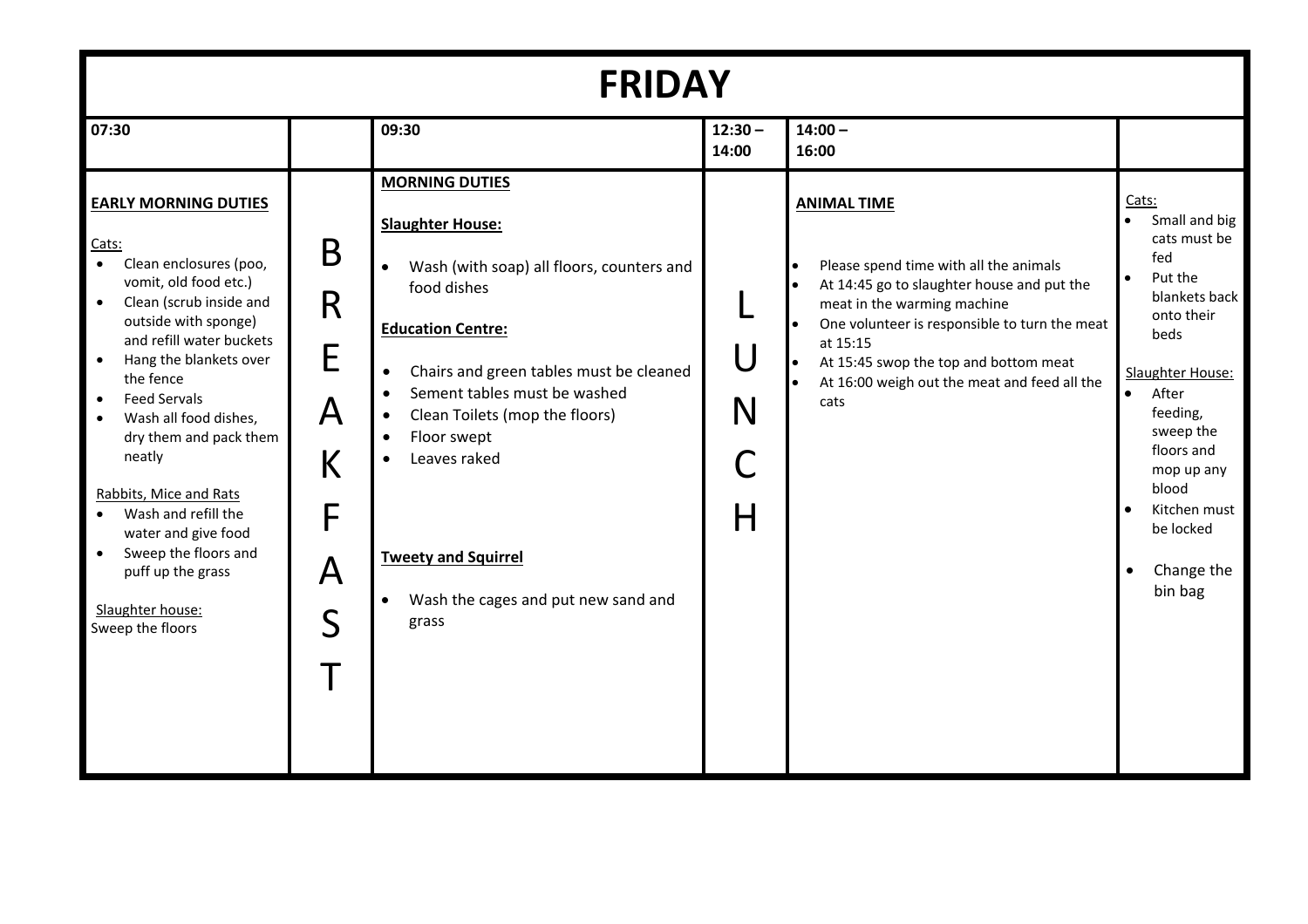# FRIDAY

| 07:30 | | 09:30 | 12:30 – 14:00 | 14:00 – 16:00 | |
|---|---|---|---|---|---|
| **EARLY MORNING DUTIES**<br><br>Cats:<br>• Clean enclosures (poo, vomit, old food etc.)<br>• Clean (scrub inside and outside with sponge) and refill water buckets<br>• Hang the blankets over the fence<br>• Feed Servals<br>• Wash all food dishes, dry them and pack them neatly<br><br>Rabbits, Mice and Rats<br>• Wash and refill the water and give food<br>• Sweep the floors and puff up the grass<br><br>Slaughter house:<br>Sweep the floors | BREAKFAST | **MORNING DUTIES**<br><br>**Slaughter House:**<br>• Wash (with soap) all floors, counters and food dishes<br><br>**Education Centre:**<br>• Chairs and green tables must be cleaned<br>• Sement tables must be washed<br>• Clean Toilets (mop the floors)<br>• Floor swept<br>• Leaves raked<br><br>**Tweety and Squirrel**<br>• Wash the cages and put new sand and grass | LUNCH | **ANIMAL TIME**<br><br>• Please spend time with all the animals<br>• At 14:45 go to slaughter house and put the meat in the warming machine<br>• One volunteer is responsible to turn the meat at 15:15<br>• At 15:45 swop the top and bottom meat<br>• At 16:00 weigh out the meat and feed all the cats | Cats:<br>• Small and big cats must be fed<br>• Put the blankets back onto their beds<br><br>Slaughter House:<br>• After feeding, sweep the floors and mop up any blood<br>• Kitchen must be locked<br>• Change the bin bag |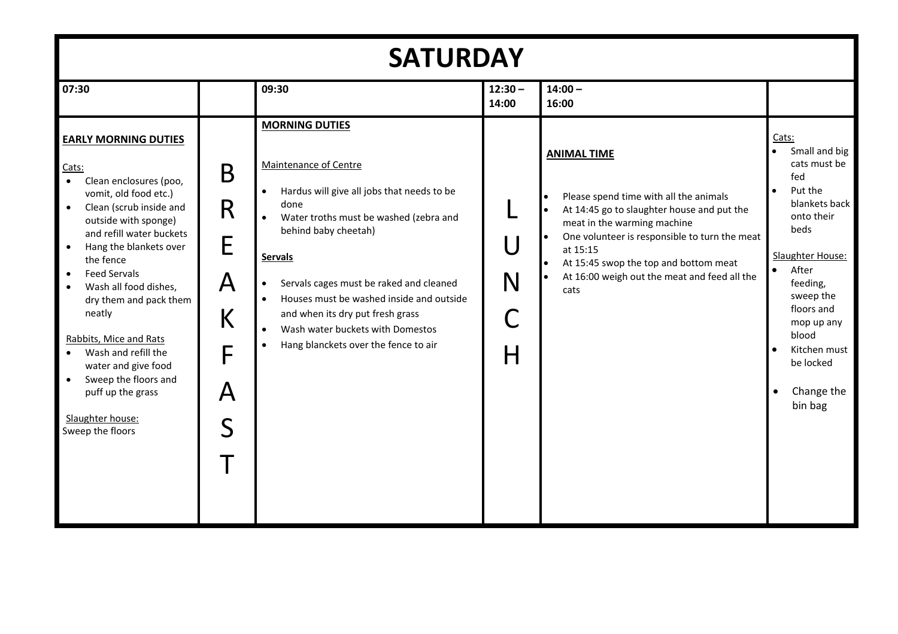# SATURDAY

| 07:30 | | 09:30 | 12:30 – 14:00 | 14:00 – 16:00 | |
|---|---|---|---|---|---|
| **EARLY MORNING DUTIES**<br><br>Cats:<br>• Clean enclosures (poo, vomit, old food etc.)<br>• Clean (scrub inside and outside with sponge) and refill water buckets<br>• Hang the blankets over the fence<br>• Feed Servals<br>• Wash all food dishes, dry them and pack them neatly<br><br>Rabbits, Mice and Rats<br>• Wash and refill the water and give food<br>• Sweep the floors and puff up the grass<br><br>Slaughter house:<br>Sweep the floors | B R E A K F A S T | **MORNING DUTIES**<br><br>Maintenance of Centre<br>• Hardus will give all jobs that needs to be done<br>• Water troths must be washed (zebra and behind baby cheetah)<br><br>**Servals**<br>• Servals cages must be raked and cleaned<br>• Houses must be washed inside and outside and when its dry put fresh grass<br>• Wash water buckets with Domestos<br>• Hang blanckets over the fence to air | L U N C H | **ANIMAL TIME**<br><br>• Please spend time with all the animals<br>• At 14:45 go to slaughter house and put the meat in the warming machine<br>• One volunteer is responsible to turn the meat at 15:15<br>• At 15:45 swop the top and bottom meat<br>• At 16:00 weigh out the meat and feed all the cats | Cats:<br>• Small and big cats must be fed<br>• Put the blankets back onto their beds<br><br>Slaughter House:<br>• After feeding, sweep the floors and mop up any blood<br>• Kitchen must be locked<br>• Change the bin bag |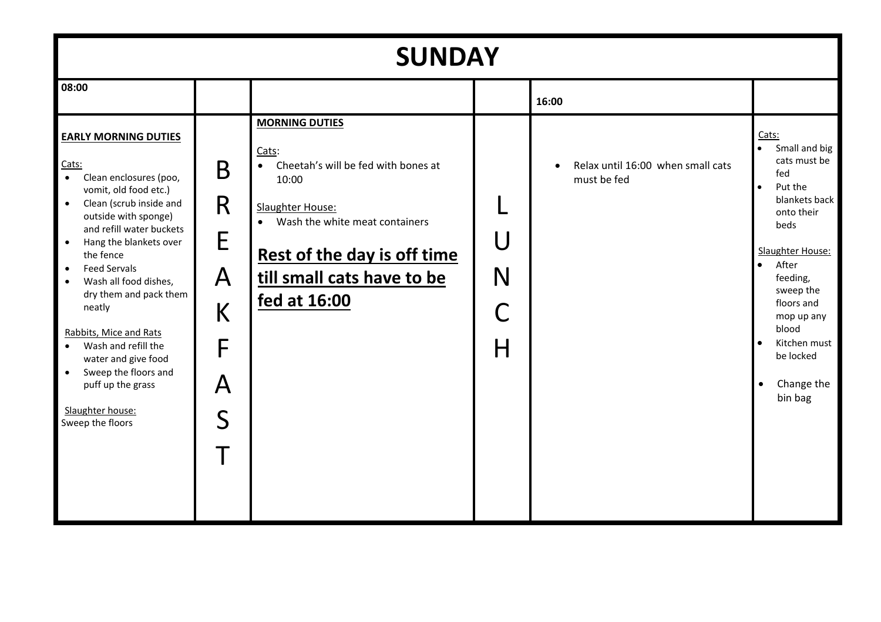# SUNDAY

| 08:00 | | | | 16:00 | |
|---|---|---|---|---|---|
| **EARLY MORNING DUTIES**<br><br>Cats:<br>• Clean enclosures (poo, vomit, old food etc.)<br>• Clean (scrub inside and outside with sponge) and refill water buckets<br>• Hang the blankets over the fence<br>• Feed Servals<br>• Wash all food dishes, dry them and pack them neatly<br><br>Rabbits, Mice and Rats<br>• Wash and refill the water and give food<br>• Sweep the floors and puff up the grass<br><br>Slaughter house:<br>Sweep the floors | B R E A K F A S T | **MORNING DUTIES**<br><br>Cats:<br>• Cheetah's will be fed with bones at 10:00<br><br>Slaughter House:<br>• Wash the white meat containers<br><br>**Rest of the day is off time till small cats have to be fed at 16:00** | L U N C H | • Relax until 16:00 when small cats must be fed | Cats:<br>• Small and big cats must be fed<br>• Put the blankets back onto their beds<br><br>Slaughter House:<br>• After feeding, sweep the floors and mop up any blood<br>• Kitchen must be locked<br>• Change the bin bag |